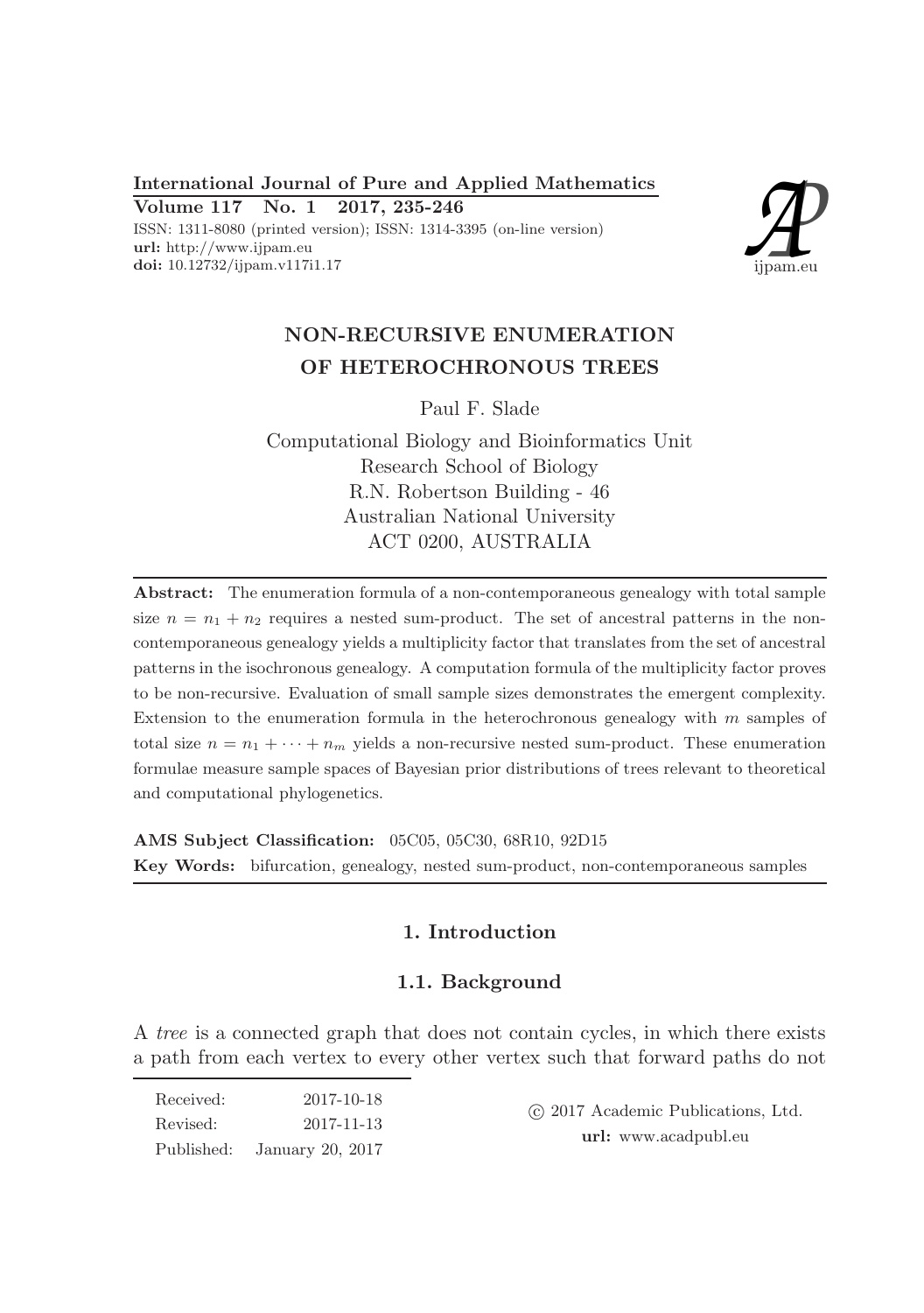# NON-RECURSIVE ENUMERATION OF HETEROCHRONOUS TREES

Paul F. Slade

Computational Biology and Bioinformatics Unit
Research School of Biology
R.N. Robertson Building - 46
Australian National University
ACT 0200, AUSTRALIA

**Abstract:** The enumeration formula of a non-contemporaneous genealogy with total sample size $n = n_1 + n_2$ requires a nested sum-product. The set of ancestral patterns in the non-contemporaneous genealogy yields a multiplicity factor that translates from the set of ancestral patterns in the isochronous genealogy. A computation formula of the multiplicity factor proves to be non-recursive. Evaluation of small sample sizes demonstrates the emergent complexity. Extension to the enumeration formula in the heterochronous genealogy with $m$ samples of total size $n = n_1 + \cdots + n_m$ yields a non-recursive nested sum-product. These enumeration formulae measure sample spaces of Bayesian prior distributions of trees relevant to theoretical and computational phylogenetics.

**AMS Subject Classification:** 05C05, 05C30, 68R10, 92D15

**Key Words:** bifurcation, genealogy, nested sum-product, non-contemporaneous samples

## 1. Introduction

### 1.1. Background

A *tree* is a connected graph that does not contain cycles, in which there exists a path from each vertex to every other vertex such that forward paths do not

| | |
|---|---|
| Received: | 2017-10-18 |
| Revised: | 2017-11-13 |
| Published: | January 20, 2017 |

© 2017 Academic Publications, Ltd.
**url:** www.acadpubl.eu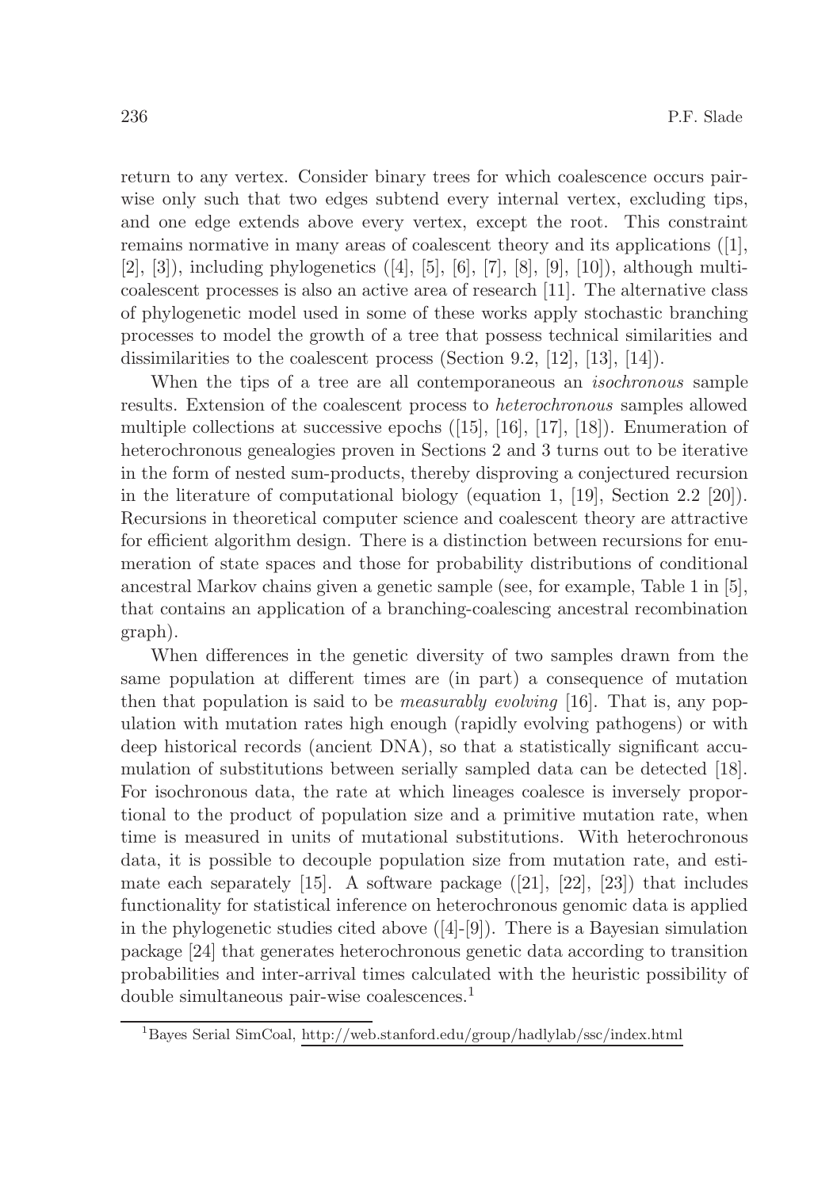return to any vertex. Consider binary trees for which coalescence occurs pair-wise only such that two edges subtend every internal vertex, excluding tips, and one edge extends above every vertex, except the root. This constraint remains normative in many areas of coalescent theory and its applications ([1], [2], [3]), including phylogenetics ([4], [5], [6], [7], [8], [9], [10]), although multi-coalescent processes is also an active area of research [11]. The alternative class of phylogenetic model used in some of these works apply stochastic branching processes to model the growth of a tree that possess technical similarities and dissimilarities to the coalescent process (Section 9.2, [12], [13], [14]).

When the tips of a tree are all contemporaneous an *isochronous* sample results. Extension of the coalescent process to *heterochronous* samples allowed multiple collections at successive epochs ([15], [16], [17], [18]). Enumeration of heterochronous genealogies proven in Sections 2 and 3 turns out to be iterative in the form of nested sum-products, thereby disproving a conjectured recursion in the literature of computational biology (equation 1, [19], Section 2.2 [20]). Recursions in theoretical computer science and coalescent theory are attractive for efficient algorithm design. There is a distinction between recursions for enumeration of state spaces and those for probability distributions of conditional ancestral Markov chains given a genetic sample (see, for example, Table 1 in [5], that contains an application of a branching-coalescing ancestral recombination graph).

When differences in the genetic diversity of two samples drawn from the same population at different times are (in part) a consequence of mutation then that population is said to be *measurably evolving* [16]. That is, any population with mutation rates high enough (rapidly evolving pathogens) or with deep historical records (ancient DNA), so that a statistically significant accumulation of substitutions between serially sampled data can be detected [18]. For isochronous data, the rate at which lineages coalesce is inversely proportional to the product of population size and a primitive mutation rate, when time is measured in units of mutational substitutions. With heterochronous data, it is possible to decouple population size from mutation rate, and estimate each separately [15]. A software package ([21], [22], [23]) that includes functionality for statistical inference on heterochronous genomic data is applied in the phylogenetic studies cited above ([4]-[9]). There is a Bayesian simulation package [24] that generates heterochronous genetic data according to transition probabilities and inter-arrival times calculated with the heuristic possibility of double simultaneous pair-wise coalescences.[1]

[1] Bayes Serial SimCoal, http://web.stanford.edu/group/hadlylab/ssc/index.html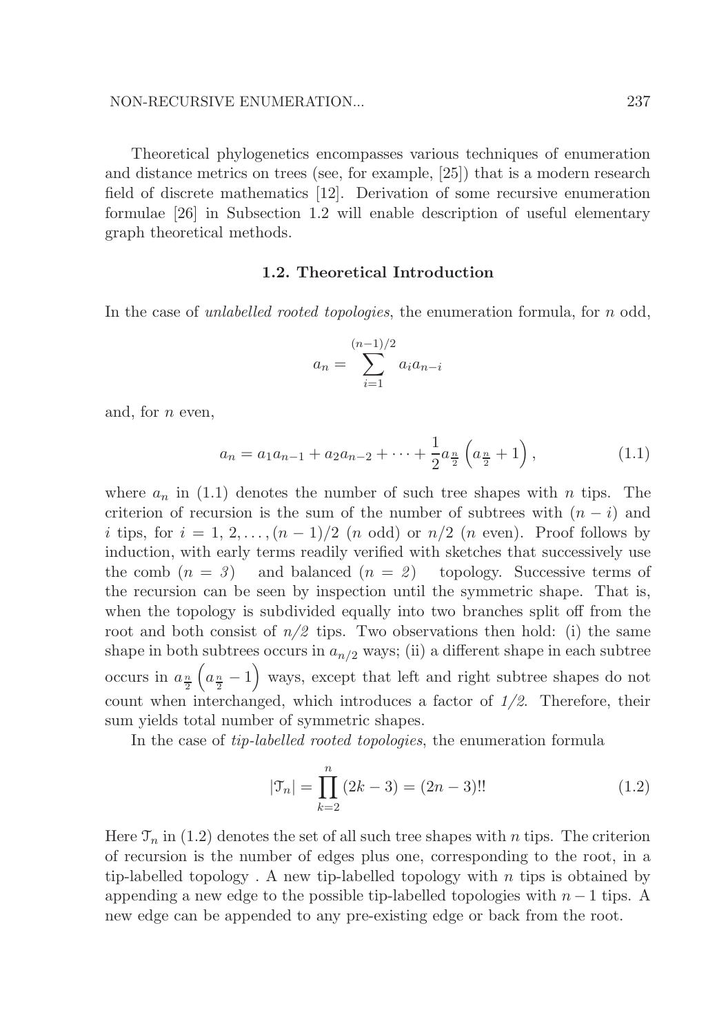Theoretical phylogenetics encompasses various techniques of enumeration and distance metrics on trees (see, for example, [25]) that is a modern research field of discrete mathematics [12]. Derivation of some recursive enumeration formulae [26] in Subsection 1.2 will enable description of useful elementary graph theoretical methods.

### 1.2. Theoretical Introduction

In the case of *unlabelled rooted topologies*, the enumeration formula, for $n$ odd,

$$a_n = \sum_{i=1}^{(n-1)/2} a_i a_{n-i}$$

and, for $n$ even,

$$a_n = a_1 a_{n-1} + a_2 a_{n-2} + \cdots + \frac{1}{2} a_{\frac{n}{2}} \left( a_{\frac{n}{2}} + 1 \right), \tag{1.1}$$

where $a_n$ in (1.1) denotes the number of such tree shapes with $n$ tips. The criterion of recursion is the sum of the number of subtrees with $(n-i)$ and $i$ tips, for $i = 1, 2, \ldots, (n-1)/2$ ($n$ odd) or $n/2$ ($n$ even). Proof follows by induction, with early terms readily verified with sketches that successively use the comb ($n = 3$) and balanced ($n = 2$) topology. Successive terms of the recursion can be seen by inspection until the symmetric shape. That is, when the topology is subdivided equally into two branches split off from the root and both consist of $n/2$ tips. Two observations then hold: (i) the same shape in both subtrees occurs in $a_{n/2}$ ways; (ii) a different shape in each subtree occurs in $a_{\frac{n}{2}} \left( a_{\frac{n}{2}} - 1 \right)$ ways, except that left and right subtree shapes do not count when interchanged, which introduces a factor of *1/2*. Therefore, their sum yields total number of symmetric shapes.

In the case of *tip-labelled rooted topologies*, the enumeration formula

$$|\mathcal{T}_n| = \prod_{k=2}^{n} (2k-3) = (2n-3)!! \tag{1.2}$$

Here $\mathcal{T}_n$ in (1.2) denotes the set of all such tree shapes with $n$ tips. The criterion of recursion is the number of edges plus one, corresponding to the root, in a tip-labelled topology . A new tip-labelled topology with $n$ tips is obtained by appending a new edge to the possible tip-labelled topologies with $n-1$ tips. A new edge can be appended to any pre-existing edge or back from the root.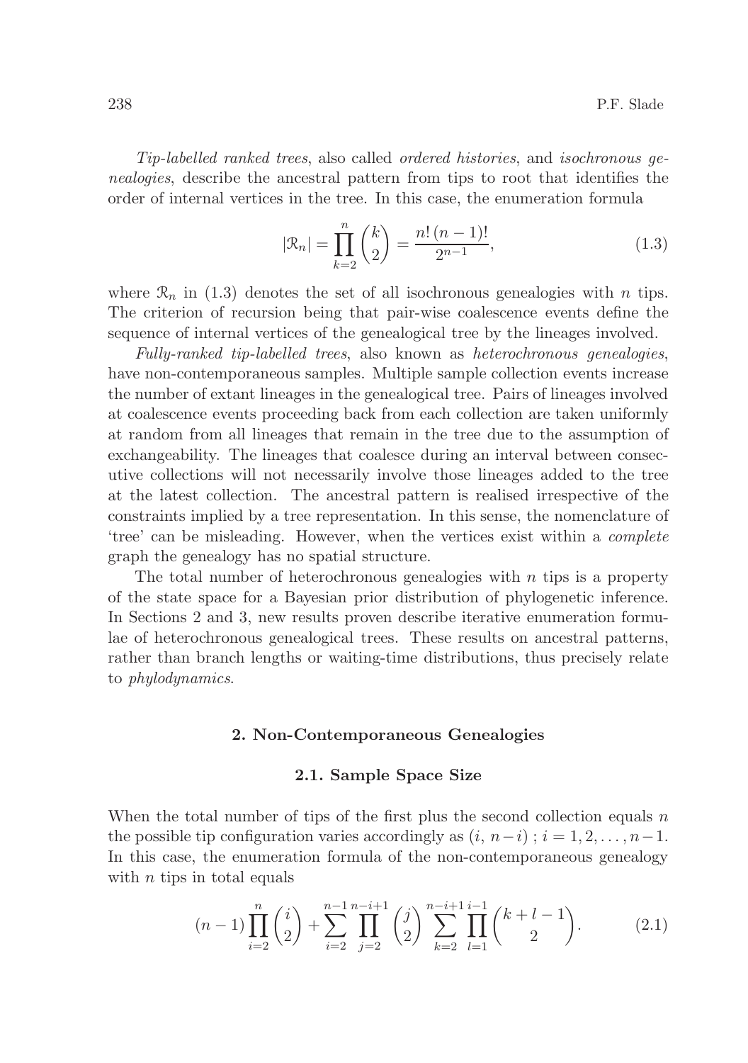*Tip-labelled ranked trees*, also called *ordered histories*, and *isochronous genealogies*, describe the ancestral pattern from tips to root that identifies the order of internal vertices in the tree. In this case, the enumeration formula

$$|\mathcal{R}_n| = \prod_{k=2}^{n} \binom{k}{2} = \frac{n!\,(n-1)!}{2^{n-1}}, \tag{1.3}$$

where $\mathcal{R}_n$ in (1.3) denotes the set of all isochronous genealogies with $n$ tips. The criterion of recursion being that pair-wise coalescence events define the sequence of internal vertices of the genealogical tree by the lineages involved.

*Fully-ranked tip-labelled trees*, also known as *heterochronous genealogies*, have non-contemporaneous samples. Multiple sample collection events increase the number of extant lineages in the genealogical tree. Pairs of lineages involved at coalescence events proceeding back from each collection are taken uniformly at random from all lineages that remain in the tree due to the assumption of exchangeability. The lineages that coalesce during an interval between consecutive collections will not necessarily involve those lineages added to the tree at the latest collection. The ancestral pattern is realised irrespective of the constraints implied by a tree representation. In this sense, the nomenclature of 'tree' can be misleading. However, when the vertices exist within a *complete* graph the genealogy has no spatial structure.

The total number of heterochronous genealogies with $n$ tips is a property of the state space for a Bayesian prior distribution of phylogenetic inference. In Sections 2 and 3, new results proven describe iterative enumeration formulae of heterochronous genealogical trees. These results on ancestral patterns, rather than branch lengths or waiting-time distributions, thus precisely relate to *phylodynamics*.

## 2. Non-Contemporaneous Genealogies

### 2.1. Sample Space Size

When the total number of tips of the first plus the second collection equals $n$ the possible tip configuration varies accordingly as $(i,\, n-i)\,;\, i = 1, 2, \ldots, n-1$. In this case, the enumeration formula of the non-contemporaneous genealogy with $n$ tips in total equals

$$(n-1)\prod_{i=2}^{n}\binom{i}{2} + \sum_{i=2}^{n-1}\prod_{j=2}^{n-i+1}\binom{j}{2}\sum_{k=2}^{n-i+1}\prod_{l=1}^{i-1}\binom{k+l-1}{2}. \tag{2.1}$$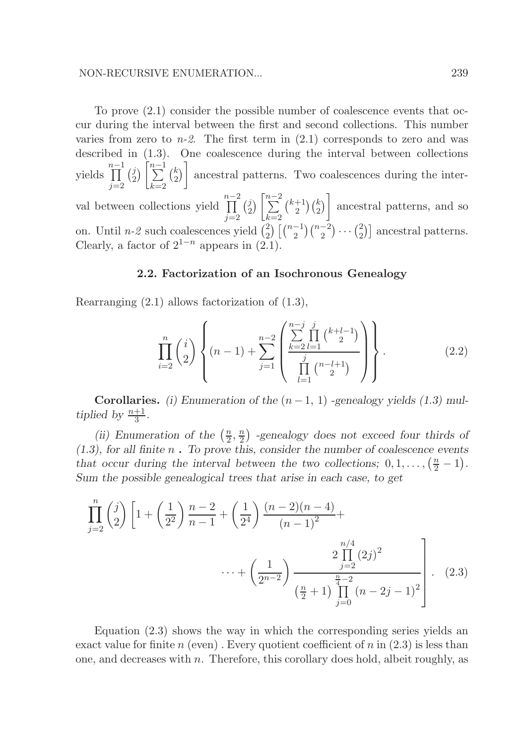To prove (2.1) consider the possible number of coalescence events that occur during the interval between the first and second collections. This number varies from zero to *n-2*. The first term in (2.1) corresponds to zero and was described in (1.3). One coalescence during the interval between collections yields $\prod_{j=2}^{n-1}\binom{j}{2}\left[\sum_{k=2}^{n-1}\binom{k}{2}\right]$ ancestral patterns. Two coalescences during the interval between collections yield $\prod_{j=2}^{n-2}\binom{j}{2}\left[\sum_{k=2}^{n-2}\binom{k+1}{2}\binom{k}{2}\right]$ ancestral patterns, and so on. Until *n-2* such coalescences yield $\binom{2}{2}\left[\binom{n-1}{2}\binom{n-2}{2}\cdots\binom{2}{2}\right]$ ancestral patterns. Clearly, a factor of $2^{1-n}$ appears in (2.1).

### 2.2. Factorization of an Isochronous Genealogy

Rearranging (2.1) allows factorization of (1.3),

$$\prod_{i=2}^{n}\binom{i}{2}\left\{(n-1)+\sum_{j=1}^{n-2}\left(\frac{\sum_{k=2}^{n-j}\prod_{l=1}^{j}\binom{k+l-1}{2}}{\prod_{l=1}^{j}\binom{n-l+1}{2}}\right)\right\}. \tag{2.2}$$

**Corollaries.** *(i) Enumeration of the* $(n-1,\,1)$ *-genealogy yields (1.3) multiplied by* $\frac{n+1}{3}$.

*(ii) Enumeration of the* $\left(\frac{n}{2},\frac{n}{2}\right)$ *-genealogy does not exceed four thirds of (1.3), for all finite* $n$ *. To prove this, consider the number of coalescence events that occur during the interval between the two collections;* $0,1,\ldots,\left(\frac{n}{2}-1\right)$. *Sum the possible genealogical trees that arise in each case, to get*

$$\prod_{j=2}^{n}\binom{j}{2}\left[1+\left(\frac{1}{2^2}\right)\frac{n-2}{n-1}+\left(\frac{1}{2^4}\right)\frac{(n-2)(n-4)}{(n-1)^2}+\cdots+\left(\frac{1}{2^{n-2}}\right)\frac{2\prod_{j=2}^{n/4}(2j)^2}{\left(\frac{n}{2}+1\right)\prod_{j=0}^{\frac{n}{4}-2}(n-2j-1)^2}\right]. \tag{2.3}$$

Equation (2.3) shows the way in which the corresponding series yields an exact value for finite $n$ (even) . Every quotient coefficient of $n$ in (2.3) is less than one, and decreases with $n$. Therefore, this corollary does hold, albeit roughly, as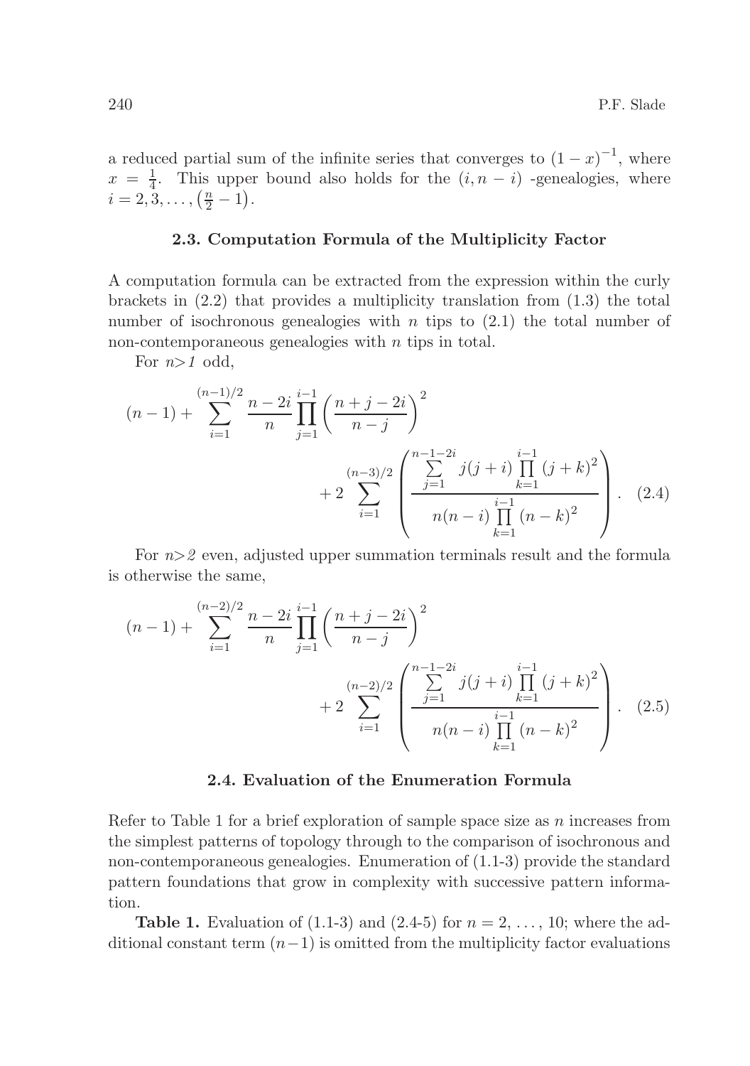a reduced partial sum of the infinite series that converges to $(1-x)^{-1}$, where $x = \frac{1}{4}$. This upper bound also holds for the $(i, n-i)$ -genealogies, where $i = 2, 3, \ldots, \left(\frac{n}{2} - 1\right)$.

### 2.3. Computation Formula of the Multiplicity Factor

A computation formula can be extracted from the expression within the curly brackets in (2.2) that provides a multiplicity translation from (1.3) the total number of isochronous genealogies with $n$ tips to (2.1) the total number of non-contemporaneous genealogies with $n$ tips in total.

For $n>1$ odd,

$$(n-1) + \sum_{i=1}^{(n-1)/2} \frac{n-2i}{n} \prod_{j=1}^{i-1} \left(\frac{n+j-2i}{n-j}\right)^2 + 2 \sum_{i=1}^{(n-3)/2} \left( \frac{\sum\limits_{j=1}^{n-1-2i} j(j+i) \prod\limits_{k=1}^{i-1} (j+k)^2}{n(n-i) \prod\limits_{k=1}^{i-1} (n-k)^2} \right). \quad (2.4)$$

For $n>2$ even, adjusted upper summation terminals result and the formula is otherwise the same,

$$(n-1) + \sum_{i=1}^{(n-2)/2} \frac{n-2i}{n} \prod_{j=1}^{i-1} \left(\frac{n+j-2i}{n-j}\right)^2 + 2 \sum_{i=1}^{(n-2)/2} \left( \frac{\sum\limits_{j=1}^{n-1-2i} j(j+i) \prod\limits_{k=1}^{i-1} (j+k)^2}{n(n-i) \prod\limits_{k=1}^{i-1} (n-k)^2} \right). \quad (2.5)$$

### 2.4. Evaluation of the Enumeration Formula

Refer to Table 1 for a brief exploration of sample space size as $n$ increases from the simplest patterns of topology through to the comparison of isochronous and non-contemporaneous genealogies. Enumeration of (1.1-3) provide the standard pattern foundations that grow in complexity with successive pattern information.

**Table 1.** Evaluation of (1.1-3) and (2.4-5) for $n = 2, \ldots, 10$; where the additional constant term $(n-1)$ is omitted from the multiplicity factor evaluations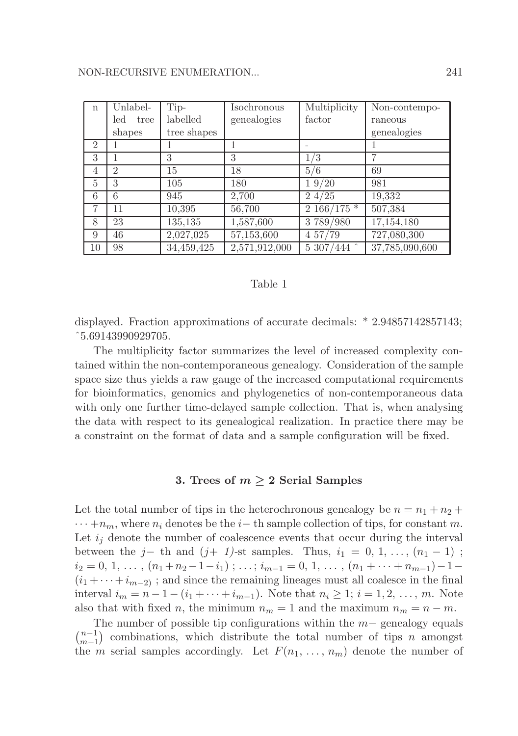| n | Unlabelled tree shapes | Tip-labelled tree shapes | Isochronous genealogies | Multiplicity factor | Non-contemporaneous genealogies |
|---|---|---|---|---|---|
| 2 | 1 | 1 | 1 | - | 1 |
| 3 | 1 | 3 | 3 | 1/3 | 7 |
| 4 | 2 | 15 | 18 | 5/6 | 69 |
| 5 | 3 | 105 | 180 | 1 9/20 | 981 |
| 6 | 6 | 945 | 2,700 | 2 4/25 | 19,332 |
| 7 | 11 | 10,395 | 56,700 | 2 166/175 * | 507,384 |
| 8 | 23 | 135,135 | 1,587,600 | 3 789/980 | 17,154,180 |
| 9 | 46 | 2,027,025 | 57,153,600 | 4 57/79 | 727,080,300 |
| 10 | 98 | 34,459,425 | 2,571,912,000 | 5 307/444 ˆ | 37,785,090,600 |

Table 1

displayed. Fraction approximations of accurate decimals: * 2.94857142857143; ˆ5.69143990929705.

The multiplicity factor summarizes the level of increased complexity contained within the non-contemporaneous genealogy. Consideration of the sample space size thus yields a raw gauge of the increased computational requirements for bioinformatics, genomics and phylogenetics of non-contemporaneous data with only one further time-delayed sample collection. That is, when analysing the data with respect to its genealogical realization. In practice there may be a constraint on the format of data and a sample configuration will be fixed.

### 3. Trees of $m \geq 2$ Serial Samples

Let the total number of tips in the heterochronous genealogy be $n = n_1 + n_2 + \cdots + n_m$, where $n_i$ denotes be the $i-$ th sample collection of tips, for constant $m$. Let $i_j$ denote the number of coalescence events that occur during the interval between the $j-$ th and ($j+$ *1*)-st samples. Thus, $i_1 = 0, 1, \ldots, (n_1 - 1)$ ; $i_2 = 0, 1, \ldots, (n_1 + n_2 - 1 - i_1)$ ; $\ldots$ ; $i_{m-1} = 0, 1, \ldots, (n_1 + \cdots + n_{m-1}) - 1 - (i_1 + \cdots + i_{m-2)}$ ; and since the remaining lineages must all coalesce in the final interval $i_m = n - 1 - (i_1 + \cdots + i_{m-1})$. Note that $n_i \geq 1$; $i = 1, 2, \ldots, m$. Note also that with fixed $n$, the minimum $n_m = 1$ and the maximum $n_m = n - m$.

The number of possible tip configurations within the $m-$ genealogy equals $\binom{n-1}{m-1}$ combinations, which distribute the total number of tips $n$ amongst the $m$ serial samples accordingly. Let $F(n_1, \ldots, n_m)$ denote the number of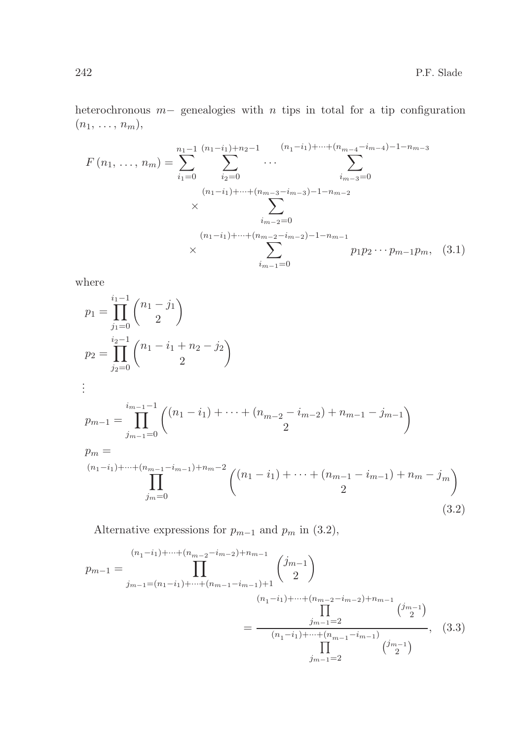heterochronous $m-$ genealogies with $n$ tips in total for a tip configuration $(n_1, \ldots, n_m)$,

$$
\begin{aligned}
F(n_1, \ldots, n_m) = \sum_{i_1=0}^{n_1-1} \sum_{i_2=0}^{(n_1-i_1)+n_2-1} \cdots \sum_{i_{m-3}=0}^{(n_1-i_1)+\cdots+(n_{m-4}-i_{m-4})-1-n_{m-3}} \\
\times \sum_{i_{m-2}=0}^{(n_1-i_1)+\cdots+(n_{m-3}-i_{m-3})-1-n_{m-2}} \\
\times \sum_{i_{m-1}=0}^{(n_1-i_1)+\cdots+(n_{m-2}-i_{m-2})-1-n_{m-1}} p_1 p_2 \cdots p_{m-1} p_m, \quad (3.1)
\end{aligned}
$$

where

$$
\begin{aligned}
p_1 &= \prod_{j_1=0}^{i_1-1} \binom{n_1 - j_1}{2} \\
p_2 &= \prod_{j_2=0}^{i_2-1} \binom{n_1 - i_1 + n_2 - j_2}{2} \\
&\vdots \\
p_{m-1} &= \prod_{j_{m-1}=0}^{i_{m-1}-1} \binom{(n_1-i_1)+\cdots+(n_{m-2}-i_{m-2})+n_{m-1}-j_{m-1}}{2} \\
p_m &= \\
&\prod_{j_m=0}^{(n_1-i_1)+\cdots+(n_{m-1}-i_{m-1})+n_m-2} \binom{(n_1-i_1)+\cdots+(n_{m-1}-i_{m-1})+n_m-j_m}{2} \quad (3.2)
\end{aligned}
$$

Alternative expressions for $p_{m-1}$ and $p_m$ in (3.2),

$$
\begin{aligned}
p_{m-1} &= \prod_{j_{m-1}=(n_1-i_1)+\cdots+(n_{m-1}-i_{m-1})+1}^{(n_1-i_1)+\cdots+(n_{m-2}-i_{m-2})+n_{m-1}} \binom{j_{m-1}}{2} \\
&= \frac{\prod_{j_{m-1}=2}^{(n_1-i_1)+\cdots+(n_{m-2}-i_{m-2})+n_{m-1}} \binom{j_{m-1}}{2}}{\prod_{j_{m-1}=2}^{(n_1-i_1)+\cdots+(n_{m-1}-i_{m-1})} \binom{j_{m-1}}{2}}, \quad (3.3)
\end{aligned}
$$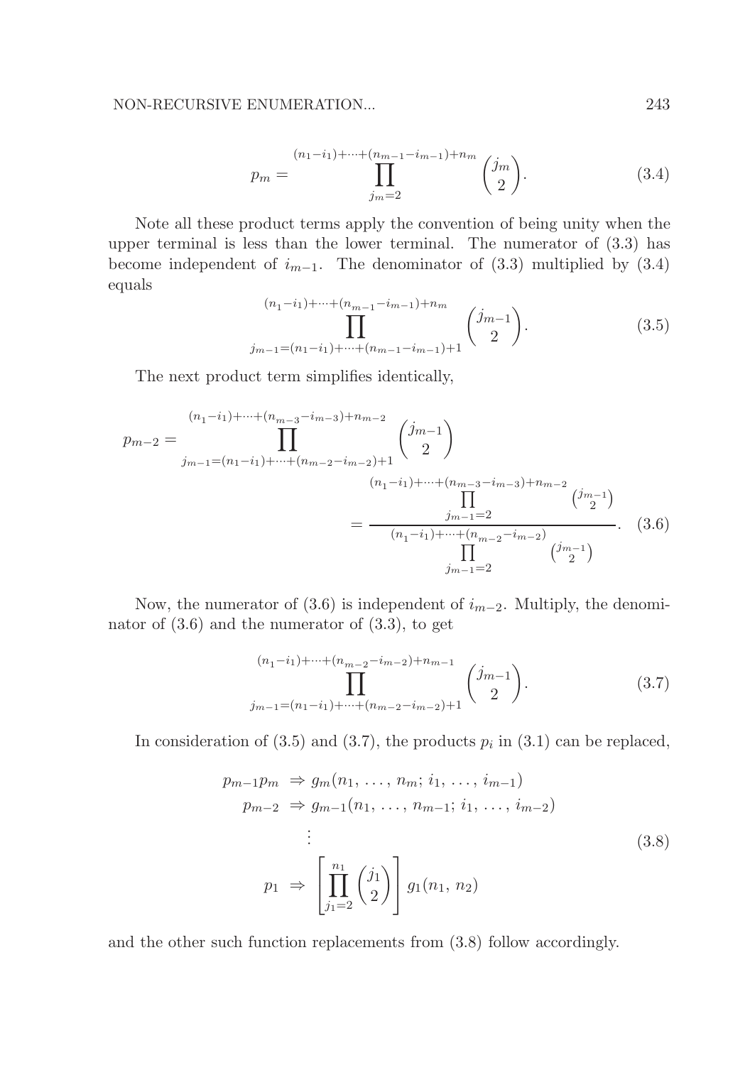$$p_m = \prod_{j_m=2}^{(n_1-i_1)+\cdots+(n_{m-1}-i_{m-1})+n_m} \binom{j_m}{2}. \tag{3.4}$$

Note all these product terms apply the convention of being unity when the upper terminal is less than the lower terminal. The numerator of (3.3) has become independent of $i_{m-1}$. The denominator of (3.3) multiplied by (3.4) equals

$$\prod_{j_{m-1}=(n_1-i_1)+\cdots+(n_{m-1}-i_{m-1})+1}^{(n_1-i_1)+\cdots+(n_{m-1}-i_{m-1})+n_m} \binom{j_{m-1}}{2}. \tag{3.5}$$

The next product term simplifies identically,

$$p_{m-2} = \prod_{j_{m-1}=(n_1-i_1)+\cdots+(n_{m-2}-i_{m-2})+1}^{(n_1-i_1)+\cdots+(n_{m-3}-i_{m-3})+n_{m-2}} \binom{j_{m-1}}{2} = \frac{\prod_{j_{m-1}=2}^{(n_1-i_1)+\cdots+(n_{m-3}-i_{m-3})+n_{m-2}} \binom{j_{m-1}}{2}}{\prod_{j_{m-1}=2}^{(n_1-i_1)+\cdots+(n_{m-2}-i_{m-2})} \binom{j_{m-1}}{2}}. \tag{3.6}$$

Now, the numerator of (3.6) is independent of $i_{m-2}$. Multiply, the denominator of (3.6) and the numerator of (3.3), to get

$$\prod_{j_{m-1}=(n_1-i_1)+\cdots+(n_{m-2}-i_{m-2})+1}^{(n_1-i_1)+\cdots+(n_{m-2}-i_{m-2})+n_{m-1}} \binom{j_{m-1}}{2}. \tag{3.7}$$

In consideration of (3.5) and (3.7), the products $p_i$ in (3.1) can be replaced,

$$\begin{aligned}
p_{m-1}p_m &\Rightarrow g_m(n_1, \ldots, n_m; i_1, \ldots, i_{m-1}) \\
p_{m-2} &\Rightarrow g_{m-1}(n_1, \ldots, n_{m-1}; i_1, \ldots, i_{m-2}) \\
&\vdots \\
p_1 &\Rightarrow \left[\prod_{j_1=2}^{n_1} \binom{j_1}{2}\right] g_1(n_1, n_2)
\end{aligned} \tag{3.8}$$

and the other such function replacements from (3.8) follow accordingly.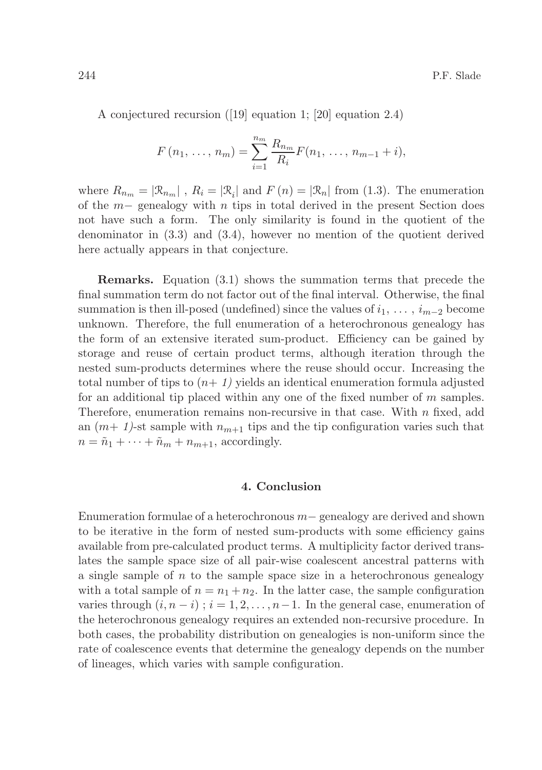A conjectured recursion ([19] equation 1; [20] equation 2.4)

$$F(n_1, \ldots, n_m) = \sum_{i=1}^{n_m} \frac{R_{n_m}}{R_i} F(n_1, \ldots, n_{m-1} + i),$$

where $R_{n_m} = |\mathcal{R}_{n_m}|$ , $R_i = |\mathcal{R}_i|$ and $F(n) = |\mathcal{R}_n|$ from (1.3). The enumeration of the $m-$ genealogy with $n$ tips in total derived in the present Section does not have such a form. The only similarity is found in the quotient of the denominator in (3.3) and (3.4), however no mention of the quotient derived here actually appears in that conjecture.

**Remarks.** Equation (3.1) shows the summation terms that precede the final summation term do not factor out of the final interval. Otherwise, the final summation is then ill-posed (undefined) since the values of $i_1, \ldots, i_{m-2}$ become unknown. Therefore, the full enumeration of a heterochronous genealogy has the form of an extensive iterated sum-product. Efficiency can be gained by storage and reuse of certain product terms, although iteration through the nested sum-products determines where the reuse should occur. Increasing the total number of tips to *(n+ 1)* yields an identical enumeration formula adjusted for an additional tip placed within any one of the fixed number of $m$ samples. Therefore, enumeration remains non-recursive in that case. With $n$ fixed, add an *(m+ 1)*-st sample with $n_{m+1}$ tips and the tip configuration varies such that $n = \tilde{n}_1 + \cdots + \tilde{n}_m + n_{m+1}$, accordingly.

## 4. Conclusion

Enumeration formulae of a heterochronous $m-$ genealogy are derived and shown to be iterative in the form of nested sum-products with some efficiency gains available from pre-calculated product terms. A multiplicity factor derived translates the sample space size of all pair-wise coalescent ancestral patterns with a single sample of $n$ to the sample space size in a heterochronous genealogy with a total sample of $n = n_1 + n_2$. In the latter case, the sample configuration varies through $(i, n-i)$ ; $i = 1, 2, \ldots, n-1$. In the general case, enumeration of the heterochronous genealogy requires an extended non-recursive procedure. In both cases, the probability distribution on genealogies is non-uniform since the rate of coalescence events that determine the genealogy depends on the number of lineages, which varies with sample configuration.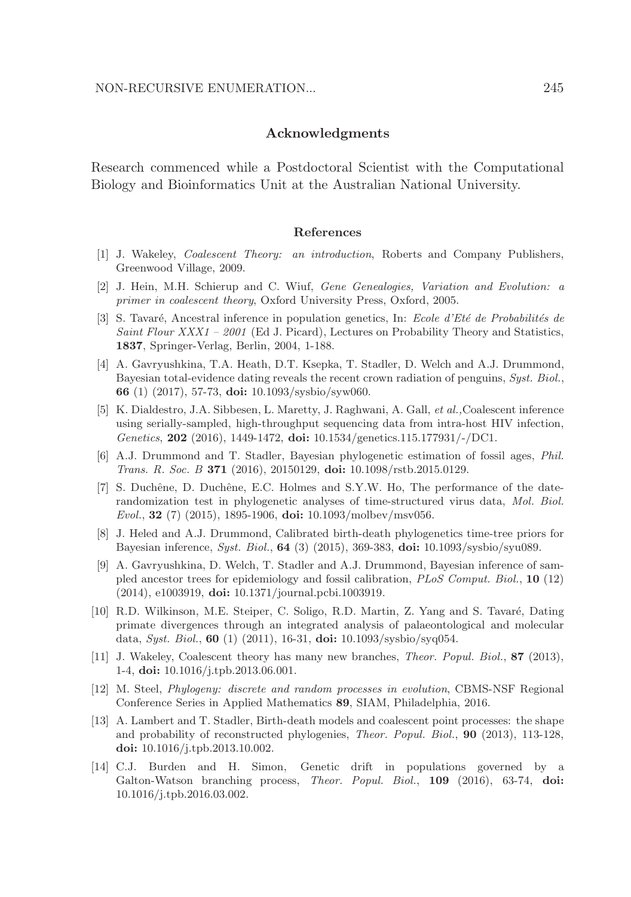## Acknowledgments

Research commenced while a Postdoctoral Scientist with the Computational Biology and Bioinformatics Unit at the Australian National University.

## References

[1] J. Wakeley, *Coalescent Theory: an introduction*, Roberts and Company Publishers, Greenwood Village, 2009.

[2] J. Hein, M.H. Schierup and C. Wiuf, *Gene Genealogies, Variation and Evolution: a primer in coalescent theory*, Oxford University Press, Oxford, 2005.

[3] S. Tavaré, Ancestral inference in population genetics, In: *Ecole d'Eté de Probabilités de Saint Flour XXX1 – 2001* (Ed J. Picard), Lectures on Probability Theory and Statistics, **1837**, Springer-Verlag, Berlin, 2004, 1-188.

[4] A. Gavryushkina, T.A. Heath, D.T. Ksepka, T. Stadler, D. Welch and A.J. Drummond, Bayesian total-evidence dating reveals the recent crown radiation of penguins, *Syst. Biol.*, **66** (1) (2017), 57-73, **doi:** 10.1093/sysbio/syw060.

[5] K. Dialdestro, J.A. Sibbesen, L. Maretty, J. Raghwani, A. Gall, *et al.,*Coalescent inference using serially-sampled, high-throughput sequencing data from intra-host HIV infection, *Genetics*, **202** (2016), 1449-1472, **doi:** 10.1534/genetics.115.177931/-/DC1.

[6] A.J. Drummond and T. Stadler, Bayesian phylogenetic estimation of fossil ages, *Phil. Trans. R. Soc. B* **371** (2016), 20150129, **doi:** 10.1098/rstb.2015.0129.

[7] S. Duchêne, D. Duchêne, E.C. Holmes and S.Y.W. Ho, The performance of the date-randomization test in phylogenetic analyses of time-structured virus data, *Mol. Biol. Evol.*, **32** (7) (2015), 1895-1906, **doi:** 10.1093/molbev/msv056.

[8] J. Heled and A.J. Drummond, Calibrated birth-death phylogenetics time-tree priors for Bayesian inference, *Syst. Biol.*, **64** (3) (2015), 369-383, **doi:** 10.1093/sysbio/syu089.

[9] A. Gavryushkina, D. Welch, T. Stadler and A.J. Drummond, Bayesian inference of sampled ancestor trees for epidemiology and fossil calibration, *PLoS Comput. Biol.*, **10** (12) (2014), e1003919, **doi:** 10.1371/journal.pcbi.1003919.

[10] R.D. Wilkinson, M.E. Steiper, C. Soligo, R.D. Martin, Z. Yang and S. Tavaré, Dating primate divergences through an integrated analysis of palaeontological and molecular data, *Syst. Biol.*, **60** (1) (2011), 16-31, **doi:** 10.1093/sysbio/syq054.

[11] J. Wakeley, Coalescent theory has many new branches, *Theor. Popul. Biol.*, **87** (2013), 1-4, **doi:** 10.1016/j.tpb.2013.06.001.

[12] M. Steel, *Phylogeny: discrete and random processes in evolution*, CBMS-NSF Regional Conference Series in Applied Mathematics **89**, SIAM, Philadelphia, 2016.

[13] A. Lambert and T. Stadler, Birth-death models and coalescent point processes: the shape and probability of reconstructed phylogenies, *Theor. Popul. Biol.*, **90** (2013), 113-128, **doi:** 10.1016/j.tpb.2013.10.002.

[14] C.J. Burden and H. Simon, Genetic drift in populations governed by a Galton-Watson branching process, *Theor. Popul. Biol.*, **109** (2016), 63-74, **doi:** 10.1016/j.tpb.2016.03.002.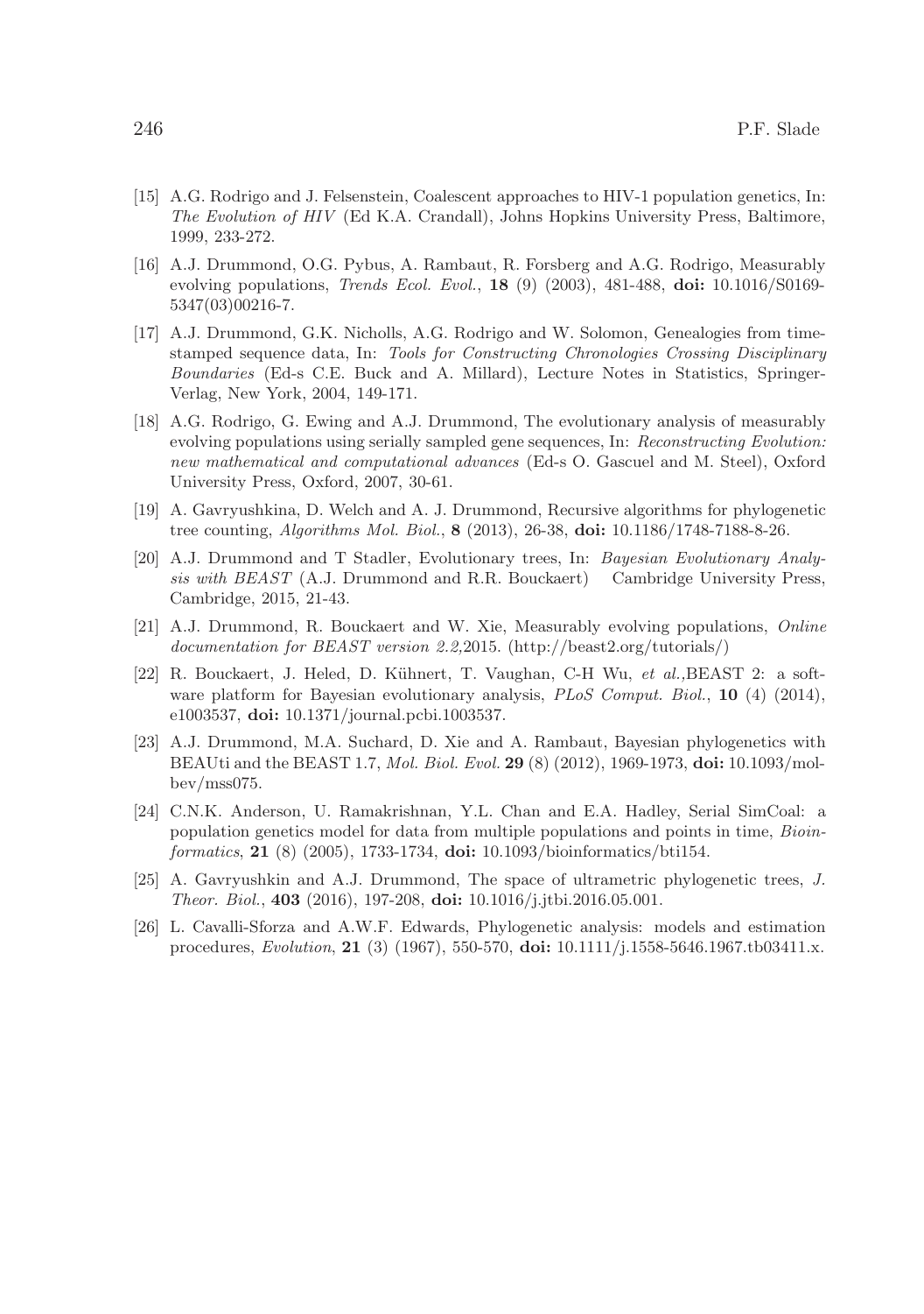[15] A.G. Rodrigo and J. Felsenstein, Coalescent approaches to HIV-1 population genetics, In: *The Evolution of HIV* (Ed K.A. Crandall), Johns Hopkins University Press, Baltimore, 1999, 233-272.

[16] A.J. Drummond, O.G. Pybus, A. Rambaut, R. Forsberg and A.G. Rodrigo, Measurably evolving populations, *Trends Ecol. Evol.*, **18** (9) (2003), 481-488, **doi:** 10.1016/S0169-5347(03)00216-7.

[17] A.J. Drummond, G.K. Nicholls, A.G. Rodrigo and W. Solomon, Genealogies from time-stamped sequence data, In: *Tools for Constructing Chronologies Crossing Disciplinary Boundaries* (Ed-s C.E. Buck and A. Millard), Lecture Notes in Statistics, Springer-Verlag, New York, 2004, 149-171.

[18] A.G. Rodrigo, G. Ewing and A.J. Drummond, The evolutionary analysis of measurably evolving populations using serially sampled gene sequences, In: *Reconstructing Evolution: new mathematical and computational advances* (Ed-s O. Gascuel and M. Steel), Oxford University Press, Oxford, 2007, 30-61.

[19] A. Gavryushkina, D. Welch and A. J. Drummond, Recursive algorithms for phylogenetic tree counting, *Algorithms Mol. Biol.*, **8** (2013), 26-38, **doi:** 10.1186/1748-7188-8-26.

[20] A.J. Drummond and T Stadler, Evolutionary trees, In: *Bayesian Evolutionary Analysis with BEAST* (A.J. Drummond and R.R. Bouckaert) Cambridge University Press, Cambridge, 2015, 21-43.

[21] A.J. Drummond, R. Bouckaert and W. Xie, Measurably evolving populations, *Online documentation for BEAST version 2.2,*2015. (http://beast2.org/tutorials/)

[22] R. Bouckaert, J. Heled, D. Kühnert, T. Vaughan, C-H Wu, *et al.,*BEAST 2: a software platform for Bayesian evolutionary analysis, *PLoS Comput. Biol.*, **10** (4) (2014), e1003537, **doi:** 10.1371/journal.pcbi.1003537.

[23] A.J. Drummond, M.A. Suchard, D. Xie and A. Rambaut, Bayesian phylogenetics with BEAUti and the BEAST 1.7, *Mol. Biol. Evol.* **29** (8) (2012), 1969-1973, **doi:** 10.1093/molbev/mss075.

[24] C.N.K. Anderson, U. Ramakrishnan, Y.L. Chan and E.A. Hadley, Serial SimCoal: a population genetics model for data from multiple populations and points in time, *Bioinformatics*, **21** (8) (2005), 1733-1734, **doi:** 10.1093/bioinformatics/bti154.

[25] A. Gavryushkin and A.J. Drummond, The space of ultrametric phylogenetic trees, *J. Theor. Biol.*, **403** (2016), 197-208, **doi:** 10.1016/j.jtbi.2016.05.001.

[26] L. Cavalli-Sforza and A.W.F. Edwards, Phylogenetic analysis: models and estimation procedures, *Evolution*, **21** (3) (1967), 550-570, **doi:** 10.1111/j.1558-5646.1967.tb03411.x.